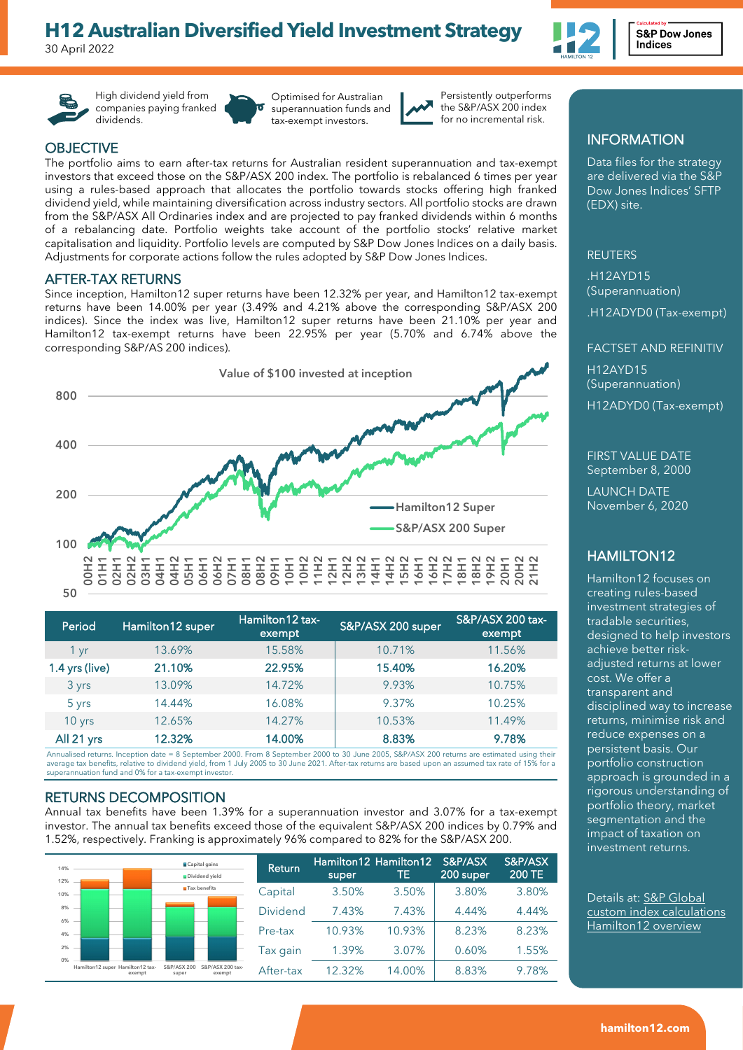# H12 Australian Diversified Yield Investment Strategy

30 April 2022

High dividend yield from companies paying franked dividends.

Optimised for Australian superannuation funds and tax-exempt investors.

Persistently outperforms the S&P/ASX 200 index for no incremental risk.

## OBJECTIVE

The portfolio aims to earn after-tax returns for Australian resident superannuation and tax-exempt investors that exceed those on the S&P/ASX 200 index. The portfolio is rebalanced 6 times per year using a rules-based approach that allocates the portfolio towards stocks offering high franked dividend yield, while maintaining diversification across industry sectors. All portfolio stocks are drawn from the S&P/ASX All Ordinaries index and are projected to pay franked dividends within 6 months of a rebalancing date. Portfolio weights take account of the portfolio stocks' relative market capitalisation and liquidity. Portfolio levels are computed by S&P Dow Jones Indices on a daily basis. Adjustments for corporate actions follow the rules adopted by S&P Dow Jones Indices.

## AFTER-TAX RETURNS

Since inception, Hamilton12 super returns have been 12.32% per year, and Hamilton12 tax-exempt returns have been 14.00% per year (3.49% and 4.21% above the corresponding S&P/ASX 200 indices). Since the index was live, Hamilton12 super returns have been 21.10% per year and Hamilton12 tax-exempt returns have been 22.95% per year (5.70% and 6.74% above the corresponding S&P/AS 200 indices).

Value of $100 invested at inception

| Period | Hamilton12 super | Hamilton12 tax-exempt | S&P/ASX 200 super | S&P/ASX 200 tax-exempt |
|---|---|---|---|---|
| 1 yr | 13.69% | 15.58% | 10.71% | 11.56% |
| **1.4 yrs (live)** | **21.10%** | **22.95%** | **15.40%** | **16.20%** |
| 3 yrs | 13.09% | 14.72% | 9.93% | 10.75% |
| 5 yrs | 14.44% | 16.08% | 9.37% | 10.25% |
| 10 yrs | 12.65% | 14.27% | 10.53% | 11.49% |
| **All 21 yrs** | **12.32%** | **14.00%** | **8.83%** | **9.78%** |

Annualised returns. Inception date = 8 September 2000. From 8 September 2000 to 30 June 2005, S&P/ASX 200 returns are estimated using their average tax benefits, relative to dividend yield, from 1 July 2005 to 30 June 2021. After-tax returns are based upon an assumed tax rate of 15% for a superannuation fund and 0% for a tax-exempt investor.

## RETURNS DECOMPOSITION

Annual tax benefits have been 1.39% for a superannuation investor and 3.07% for a tax-exempt investor. The annual tax benefits exceed those of the equivalent S&P/ASX 200 indices by 0.79% and 1.52%, respectively. Franking is approximately 96% compared to 82% for the S&P/ASX 200.

| Return | Hamilton12 super | Hamilton12 TE | S&P/ASX 200 super | S&P/ASX 200 TE |
|---|---|---|---|---|
| Capital | 3.50% | 3.50% | 3.80% | 3.80% |
| Dividend | 7.43% | 7.43% | 4.44% | 4.44% |
| Pre-tax | 10.93% | 10.93% | 8.23% | 8.23% |
| Tax gain | 1.39% | 3.07% | 0.60% | 1.55% |
| After-tax | 12.32% | 14.00% | 8.83% | 9.78% |

## INFORMATION

Data files for the strategy are delivered via the S&P Dow Jones Indices' SFTP (EDX) site.

REUTERS

.H12AYD15 (Superannuation)

.H12ADYD0 (Tax-exempt)

FACTSET AND REFINITIV

H12AYD15 (Superannuation)

H12ADYD0 (Tax-exempt)

FIRST VALUE DATE
September 8, 2000

LAUNCH DATE
November 6, 2020

## HAMILTON12

Hamilton12 focuses on creating rules-based investment strategies of tradable securities, designed to help investors achieve better risk-adjusted returns at lower cost. We offer a transparent and disciplined way to increase returns, minimise risk and reduce expenses on a persistent basis. Our portfolio construction approach is grounded in a rigorous understanding of portfolio theory, market segmentation and the impact of taxation on investment returns.

Details at: S&P Global custom index calculations Hamilton12 overview

hamilton12.com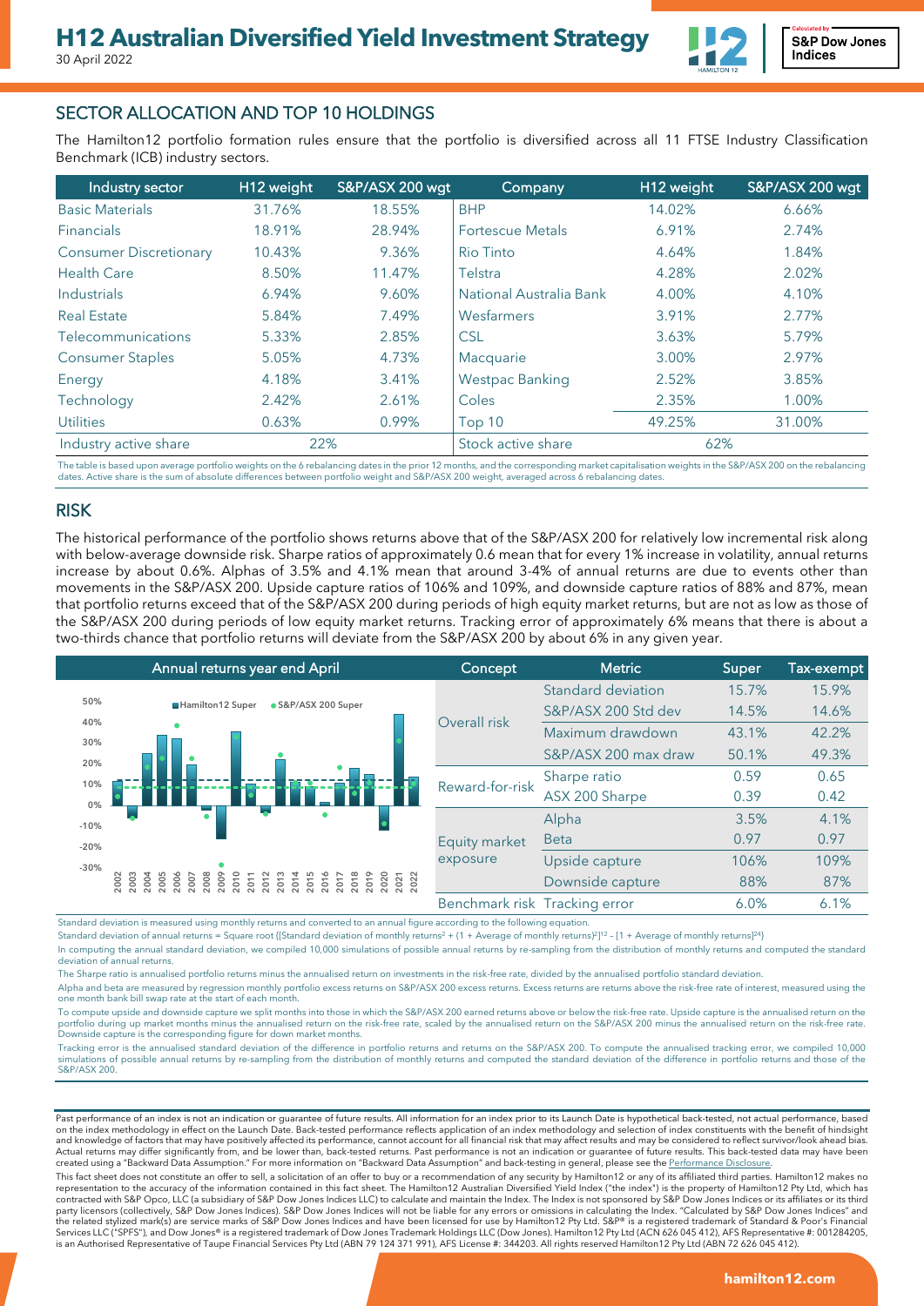# H12 Australian Diversified Yield Investment Strategy

30 April 2022

## SECTOR ALLOCATION AND TOP 10 HOLDINGS

The Hamilton12 portfolio formation rules ensure that the portfolio is diversified across all 11 FTSE Industry Classification Benchmark (ICB) industry sectors.

| Industry sector | H12 weight | S&P/ASX 200 wgt | Company | H12 weight | S&P/ASX 200 wgt |
|---|---|---|---|---|---|
| Basic Materials | 31.76% | 18.55% | BHP | 14.02% | 6.66% |
| Financials | 18.91% | 28.94% | Fortescue Metals | 6.91% | 2.74% |
| Consumer Discretionary | 10.43% | 9.36% | Rio Tinto | 4.64% | 1.84% |
| Health Care | 8.50% | 11.47% | Telstra | 4.28% | 2.02% |
| Industrials | 6.94% | 9.60% | National Australia Bank | 4.00% | 4.10% |
| Real Estate | 5.84% | 7.49% | Wesfarmers | 3.91% | 2.77% |
| Telecommunications | 5.33% | 2.85% | CSL | 3.63% | 5.79% |
| Consumer Staples | 5.05% | 4.73% | Macquarie | 3.00% | 2.97% |
| Energy | 4.18% | 3.41% | Westpac Banking | 2.52% | 3.85% |
| Technology | 2.42% | 2.61% | Coles | 2.35% | 1.00% |
| Utilities | 0.63% | 0.99% | Top 10 | 49.25% | 31.00% |
| Industry active share | 22% | | Stock active share | 62% | |

The table is based upon average portfolio weights on the 6 rebalancing dates in the prior 12 months, and the corresponding market capitalisation weights in the S&P/ASX 200 on the rebalancing dates. Active share is the sum of absolute differences between portfolio weight and S&P/ASX 200 weight, averaged across 6 rebalancing dates.

## RISK

The historical performance of the portfolio shows returns above that of the S&P/ASX 200 for relatively low incremental risk along with below-average downside risk. Sharpe ratios of approximately 0.6 mean that for every 1% increase in volatility, annual returns increase by about 0.6%. Alphas of 3.5% and 4.1% mean that around 3-4% of annual returns are due to events other than movements in the S&P/ASX 200. Upside capture ratios of 106% and 109%, and downside capture ratios of 88% and 87%, mean that portfolio returns exceed that of the S&P/ASX 200 during periods of high equity market returns, but are not as low as those of the S&P/ASX 200 during periods of low equity market returns. Tracking error of approximately 6% means that there is about a two-thirds chance that portfolio returns will deviate from the S&P/ASX 200 by about 6% in any given year.

Annual returns year end April

Hamilton12 Super
S&P/ASX 200 Super

50%
40%
30%
20%
10%
0%
-10%
-20%
-30%

2002 2003 2004 2005 2006 2007 2008 2009 2010 2011 2012 2013 2014 2015 2016 2017 2018 2019 2020 2021 2022

| Concept | Metric | Super | Tax-exempt |
|---|---|---|---|
| Overall risk | Standard deviation | 15.7% | 15.9% |
| | S&P/ASX 200 Std dev | 14.5% | 14.6% |
| | Maximum drawdown | 43.1% | 42.2% |
| | S&P/ASX 200 max draw | 50.1% | 49.3% |
| Reward-for-risk | Sharpe ratio | 0.59 | 0.65 |
| | ASX 200 Sharpe | 0.39 | 0.42 |
| Equity market exposure | Alpha | 3.5% | 4.1% |
| | Beta | 0.97 | 0.97 |
| | Upside capture | 106% | 109% |
| | Downside capture | 88% | 87% |
| Benchmark risk | Tracking error | 6.0% | 6.1% |

Standard deviation is measured using monthly returns and converted to an annual figure according to the following equation.

Standard deviation of annual returns = Square root {[Standard deviation of monthly returns² + (1 + Average of monthly returns)²]¹² – [1 + Average of monthly returns]²⁴}

In computing the annual standard deviation, we compiled 10,000 simulations of possible annual returns by re-sampling from the distribution of monthly returns and computed the standard deviation of annual returns.

The Sharpe ratio is annualised portfolio returns minus the annualised return on investments in the risk-free rate, divided by the annualised portfolio standard deviation.

Alpha and beta are measured by regression monthly portfolio excess returns on S&P/ASX 200 excess returns. Excess returns are returns above the risk-free rate of interest, measured using the one month bank bill swap rate at the start of each month.

To compute upside and downside capture we split months into those in which the S&P/ASX 200 earned returns above or below the risk-free rate. Upside capture is the annualised return on the portfolio during up market months minus the annualised return on the risk-free rate, scaled by the annualised return on the S&P/ASX 200 minus the annualised return on the risk-free rate. Downside capture is the corresponding figure for down market months.

Tracking error is the annualised standard deviation of the difference in portfolio returns and returns on the S&P/ASX 200. To compute the annualised tracking error, we compiled 10,000 simulations of possible annual returns by re-sampling from the distribution of monthly returns and computed the standard deviation of the difference in portfolio returns and those of the S&P/ASX 200.

Past performance of an index is not an indication or guarantee of future results. All information for an index prior to its Launch Date is hypothetical back-tested, not actual performance, based on the index methodology in effect on the Launch Date. Back-tested performance reflects application of an index methodology and selection of index constituents with the benefit of hindsight and knowledge of factors that may have positively affected its performance, cannot account for all financial risk that may affect results and may be considered to reflect survivor/look ahead bias. Actual returns may differ significantly from, and be lower than, back-tested returns. Past performance is not an indication or guarantee of future results. This back-tested data may have been created using a "Backward Data Assumption." For more information on "Backward Data Assumption" and back-testing in general, please see the Performance Disclosure.

This fact sheet does not constitute an offer to sell, a solicitation of an offer to buy or a recommendation of any security by Hamilton12 or any of its affiliated third parties. Hamilton12 makes no representation to the accuracy of the information contained in this fact sheet. The Hamilton12 Australian Diversified Yield Index ("the index") is the property of Hamilton12 Pty Ltd, which has contracted with S&P Opco, LLC (a subsidiary of S&P Dow Jones Indices LLC) to calculate and maintain the Index. The Index is not sponsored by S&P Dow Jones Indices or its affiliates or its third party licensors (collectively, S&P Dow Jones Indices). S&P Dow Jones Indices will not be liable for any errors or omissions in calculating the Index. "Calculated by S&P Dow Jones Indices" and the related stylized mark(s) are service marks of S&P Dow Jones Indices and have been licensed for use by Hamilton12 Pty Ltd. S&P® is a registered trademark of Standard & Poor's Financial Services LLC ("SPFS"), and Dow Jones® is a registered trademark of Dow Jones Trademark Holdings LLC (Dow Jones). Hamilton12 Pty Ltd (ACN 626 045 412), AFS Representative #: 001284205, is an Authorised Representative of Taupe Financial Services Pty Ltd (ABN 79 124 371 991), AFS License #: 344203. All rights reserved Hamilton12 Pty Ltd (ABN 72 626 045 412).

hamilton12.com